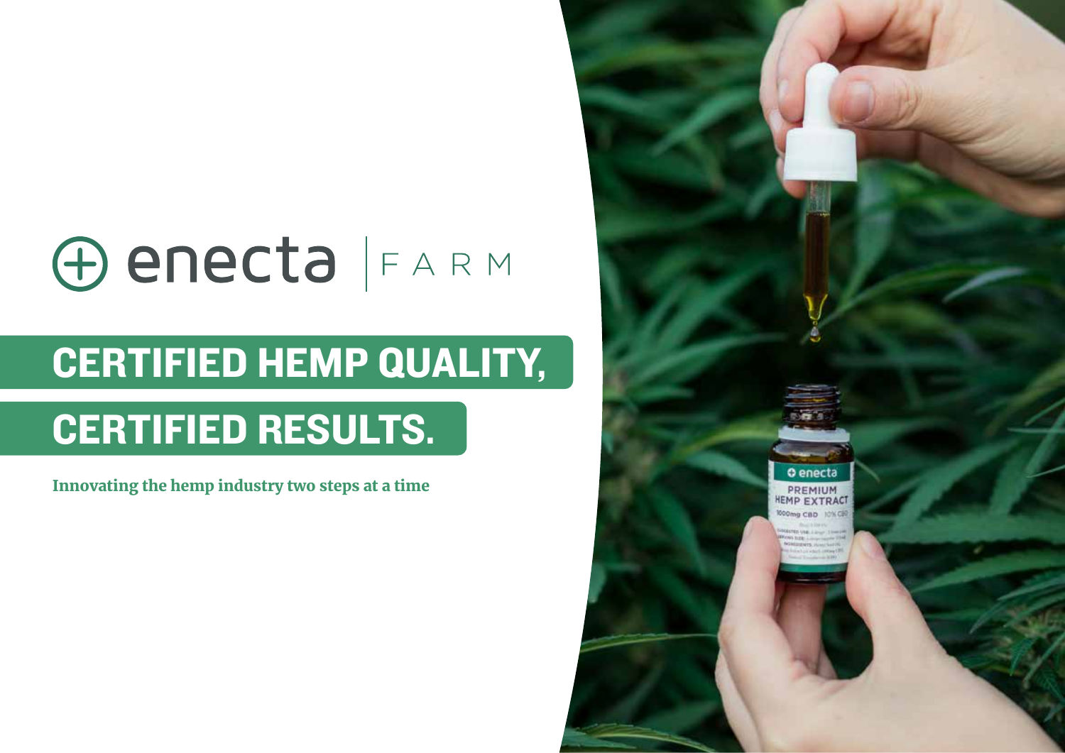# enecta | FARM

## CERTIFIED HEMP QUALITY,
## CERTIFIED RESULTS.

**Innovating the hemp industry two steps at a time**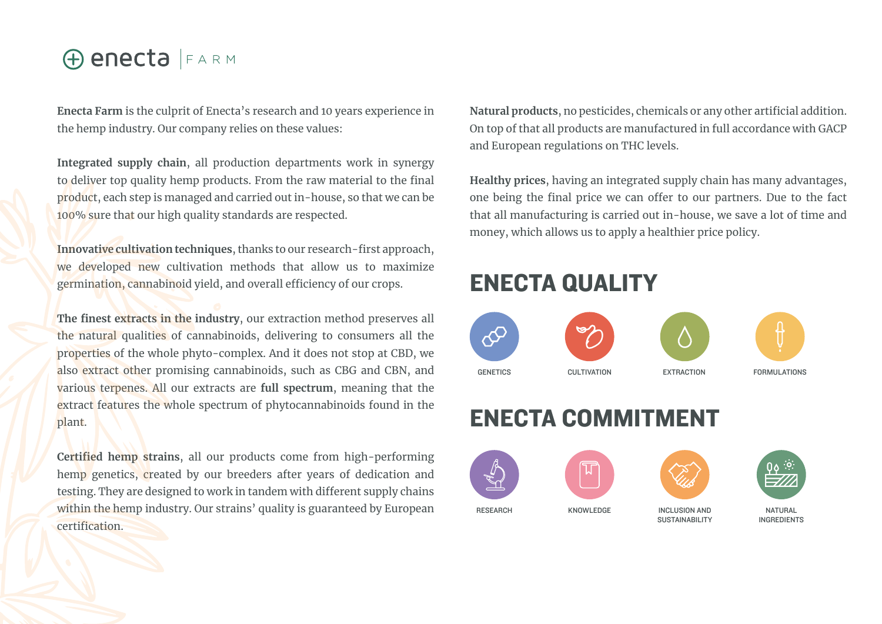enecta | FARM

**Enecta Farm** is the culprit of Enecta's research and 10 years experience in the hemp industry. Our company relies on these values:

**Integrated supply chain**, all production departments work in synergy to deliver top quality hemp products. From the raw material to the final product, each step is managed and carried out in-house, so that we can be 100% sure that our high quality standards are respected.

**Innovative cultivation techniques**, thanks to our research-first approach, we developed new cultivation methods that allow us to maximize germination, cannabinoid yield, and overall efficiency of our crops.

**The finest extracts in the industry**, our extraction method preserves all the natural qualities of cannabinoids, delivering to consumers all the properties of the whole phyto-complex. And it does not stop at CBD, we also extract other promising cannabinoids, such as CBG and CBN, and various terpenes. All our extracts are **full spectrum**, meaning that the extract features the whole spectrum of phytocannabinoids found in the plant.

**Certified hemp strains**, all our products come from high-performing hemp genetics, created by our breeders after years of dedication and testing. They are designed to work in tandem with different supply chains within the hemp industry. Our strains' quality is guaranteed by European certification.

**Natural products**, no pesticides, chemicals or any other artificial addition. On top of that all products are manufactured in full accordance with GACP and European regulations on THC levels.

**Healthy prices**, having an integrated supply chain has many advantages, one being the final price we can offer to our partners. Due to the fact that all manufacturing is carried out in-house, we save a lot of time and money, which allows us to apply a healthier price policy.

## ENECTA QUALITY

GENETICS

CULTIVATION

EXTRACTION

FORMULATIONS

## ENECTA COMMITMENT

RESEARCH

KNOWLEDGE

INCLUSION AND SUSTAINABILITY

NATURAL INGREDIENTS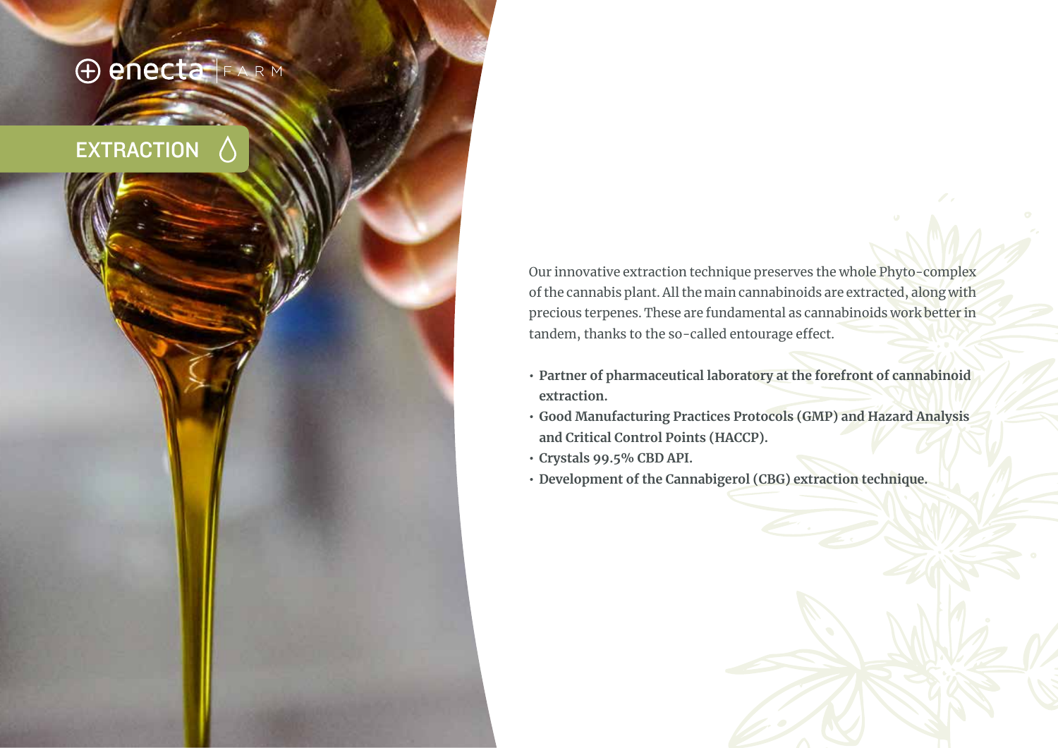enecta | FARM

## EXTRACTION

Our innovative extraction technique preserves the whole Phyto-complex of the cannabis plant. All the main cannabinoids are extracted, along with precious terpenes. These are fundamental as cannabinoids work better in tandem, thanks to the so-called entourage effect.

- **Partner of pharmaceutical laboratory at the forefront of cannabinoid extraction.**
- **Good Manufacturing Practices Protocols (GMP) and Hazard Analysis and Critical Control Points (HACCP).**
- **Crystals 99.5% CBD API.**
- **Development of the Cannabigerol (CBG) extraction technique.**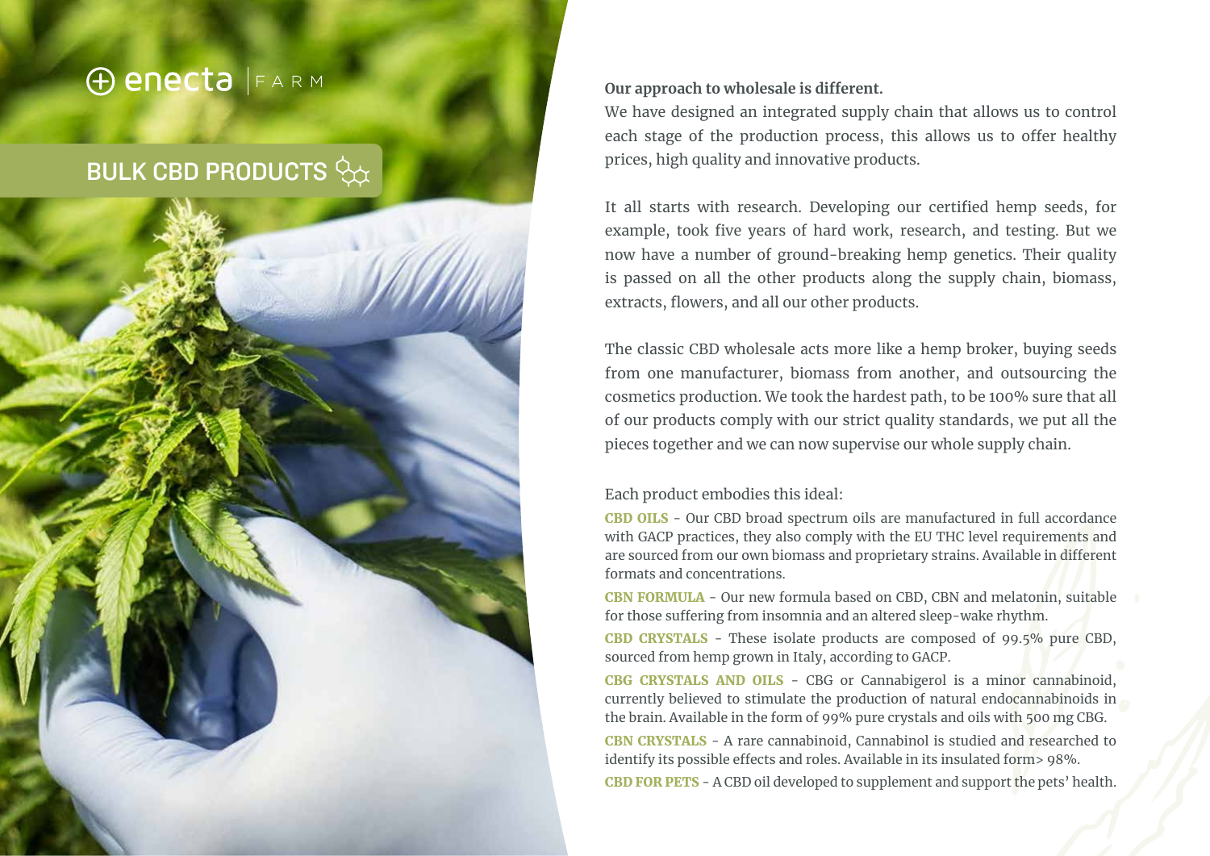enecta | FARM

## BULK CBD PRODUCTS

**Our approach to wholesale is different.**
We have designed an integrated supply chain that allows us to control each stage of the production process, this allows us to offer healthy prices, high quality and innovative products.

It all starts with research. Developing our certified hemp seeds, for example, took five years of hard work, research, and testing. But we now have a number of ground-breaking hemp genetics. Their quality is passed on all the other products along the supply chain, biomass, extracts, flowers, and all our other products.

The classic CBD wholesale acts more like a hemp broker, buying seeds from one manufacturer, biomass from another, and outsourcing the cosmetics production. We took the hardest path, to be 100% sure that all of our products comply with our strict quality standards, we put all the pieces together and we can now supervise our whole supply chain.

Each product embodies this ideal:

**CBD OILS** - Our CBD broad spectrum oils are manufactured in full accordance with GACP practices, they also comply with the EU THC level requirements and are sourced from our own biomass and proprietary strains. Available in different formats and concentrations.

**CBN FORMULA** - Our new formula based on CBD, CBN and melatonin, suitable for those suffering from insomnia and an altered sleep-wake rhythm.

**CBD CRYSTALS** - These isolate products are composed of 99.5% pure CBD, sourced from hemp grown in Italy, according to GACP.

**CBG CRYSTALS AND OILS** - CBG or Cannabigerol is a minor cannabinoid, currently believed to stimulate the production of natural endocannabinoids in the brain. Available in the form of 99% pure crystals and oils with 500 mg CBG.

**CBN CRYSTALS** - A rare cannabinoid, Cannabinol is studied and researched to identify its possible effects and roles. Available in its insulated form> 98%.

**CBD FOR PETS** - A CBD oil developed to supplement and support the pets' health.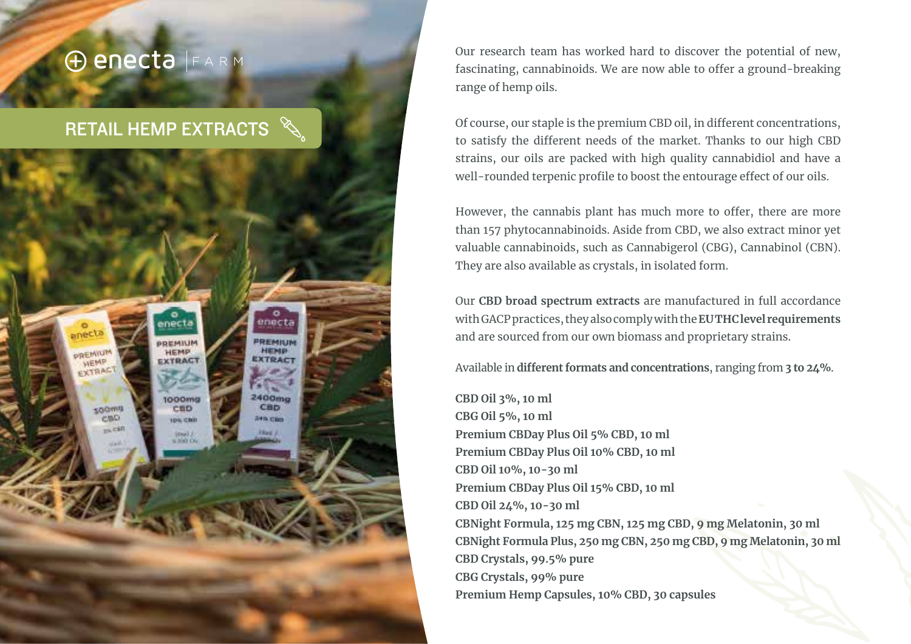# RETAIL HEMP EXTRACTS

Our research team has worked hard to discover the potential of new, fascinating, cannabinoids. We are now able to offer a ground-breaking range of hemp oils.

Of course, our staple is the premium CBD oil, in different concentrations, to satisfy the different needs of the market. Thanks to our high CBD strains, our oils are packed with high quality cannabidiol and have a well-rounded terpenic profile to boost the entourage effect of our oils.

However, the cannabis plant has much more to offer, there are more than 157 phytocannabinoids. Aside from CBD, we also extract minor yet valuable cannabinoids, such as Cannabigerol (CBG), Cannabinol (CBN). They are also available as crystals, in isolated form.

Our **CBD broad spectrum extracts** are manufactured in full accordance with GACP practices, they also comply with the **EU THC level requirements** and are sourced from our own biomass and proprietary strains.

Available in **different formats and concentrations**, ranging from **3 to 24%**.

**CBD Oil 3%, 10 ml**
**CBG Oil 5%, 10 ml**
**Premium CBDay Plus Oil 5% CBD, 10 ml**
**Premium CBDay Plus Oil 10% CBD, 10 ml**
**CBD Oil 10%, 10-30 ml**
**Premium CBDay Plus Oil 15% CBD, 10 ml**
**CBD Oil 24%, 10-30 ml**
**CBNight Formula, 125 mg CBN, 125 mg CBD, 9 mg Melatonin, 30 ml**
**CBNight Formula Plus, 250 mg CBN, 250 mg CBD, 9 mg Melatonin, 30 ml**
**CBD Crystals, 99.5% pure**
**CBG Crystals, 99% pure**
**Premium Hemp Capsules, 10% CBD, 30 capsules**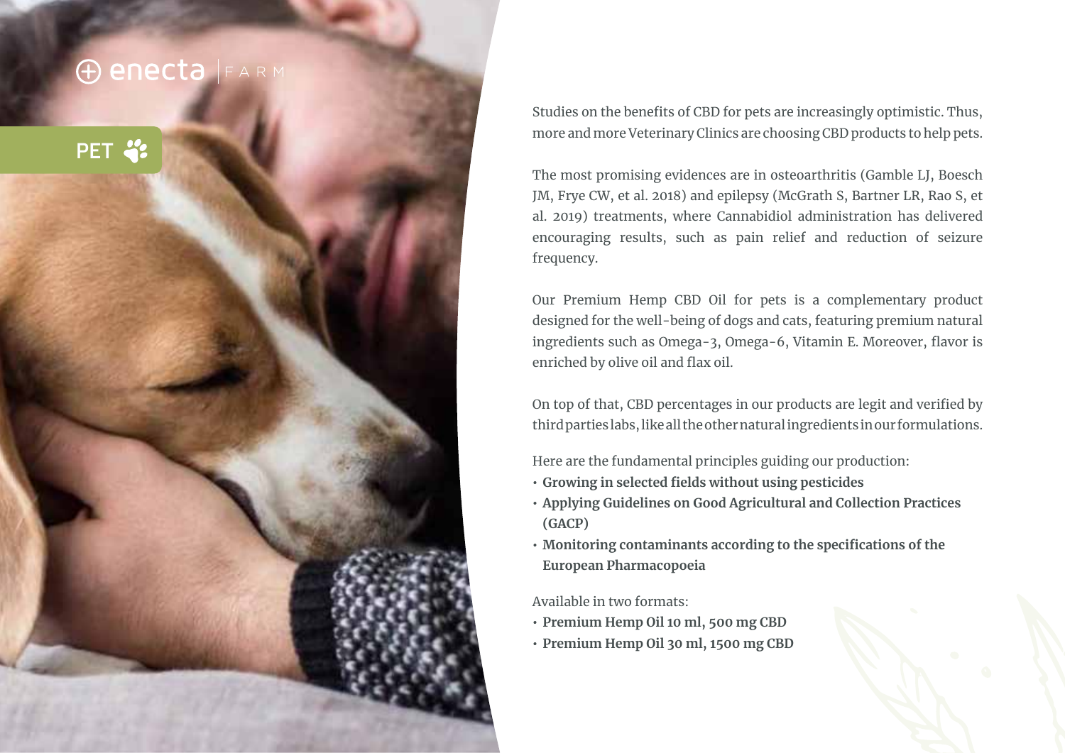enecta | FARM

## PET

Studies on the benefits of CBD for pets are increasingly optimistic. Thus, more and more Veterinary Clinics are choosing CBD products to help pets.

The most promising evidences are in osteoarthritis (Gamble LJ, Boesch JM, Frye CW, et al. 2018) and epilepsy (McGrath S, Bartner LR, Rao S, et al. 2019) treatments, where Cannabidiol administration has delivered encouraging results, such as pain relief and reduction of seizure frequency.

Our Premium Hemp CBD Oil for pets is a complementary product designed for the well-being of dogs and cats, featuring premium natural ingredients such as Omega-3, Omega-6, Vitamin E. Moreover, flavor is enriched by olive oil and flax oil.

On top of that, CBD percentages in our products are legit and verified by third parties labs, like all the other natural ingredients in our formulations.

Here are the fundamental principles guiding our production:

- **Growing in selected fields without using pesticides**
- **Applying Guidelines on Good Agricultural and Collection Practices (GACP)**
- **Monitoring contaminants according to the specifications of the European Pharmacopoeia**

Available in two formats:

- **Premium Hemp Oil 10 ml, 500 mg CBD**
- **Premium Hemp Oil 30 ml, 1500 mg CBD**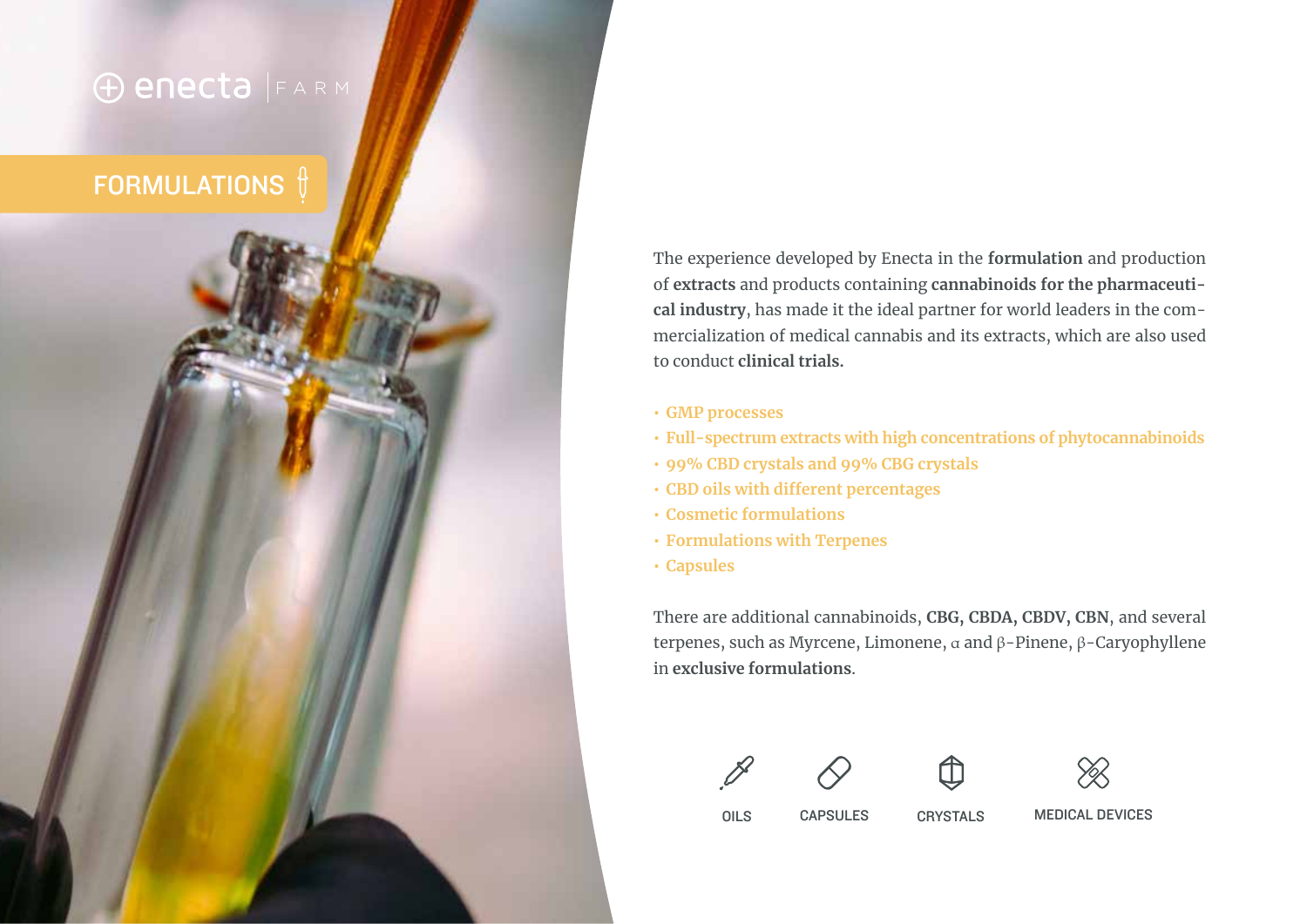enecta FARM

# FORMULATIONS

The experience developed by Enecta in the **formulation** and production of **extracts** and products containing **cannabinoids for the pharmaceutical industry**, has made it the ideal partner for world leaders in the commercialization of medical cannabis and its extracts, which are also used to conduct **clinical trials.**

- **GMP processes**
- **Full-spectrum extracts with high concentrations of phytocannabinoids**
- **99% CBD crystals and 99% CBG crystals**
- **CBD oils with different percentages**
- **Cosmetic formulations**
- **Formulations with Terpenes**
- **Capsules**

There are additional cannabinoids, **CBG, CBDA, CBDV, CBN**, and several terpenes, such as Myrcene, Limonene, α and β-Pinene, β-Caryophyllene in **exclusive formulations**.

OILS CAPSULES CRYSTALS MEDICAL DEVICES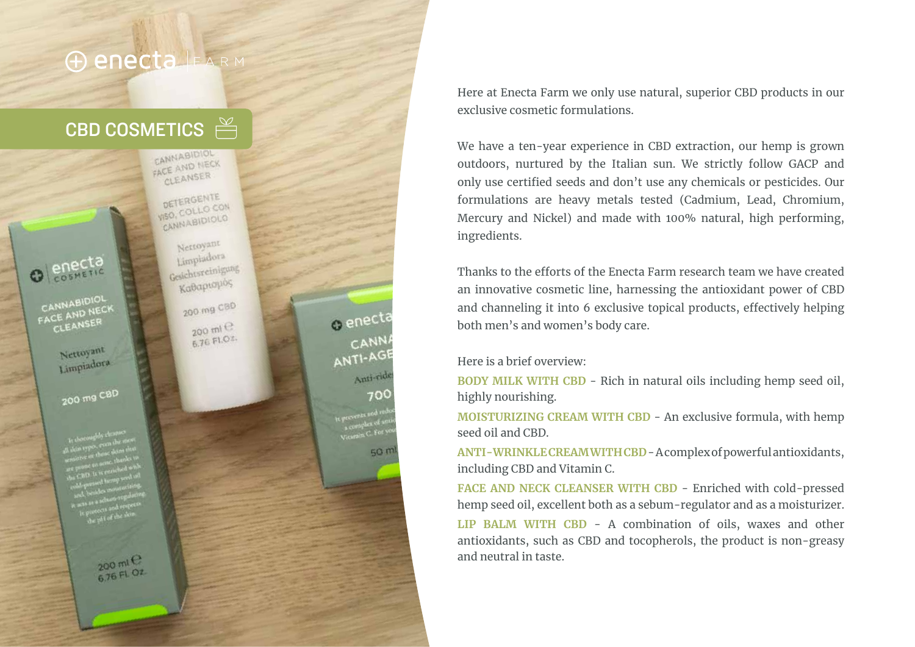## CBD COSMETICS

Here at Enecta Farm we only use natural, superior CBD products in our exclusive cosmetic formulations.

We have a ten-year experience in CBD extraction, our hemp is grown outdoors, nurtured by the Italian sun. We strictly follow GACP and only use certified seeds and don't use any chemicals or pesticides. Our formulations are heavy metals tested (Cadmium, Lead, Chromium, Mercury and Nickel) and made with 100% natural, high performing, ingredients.

Thanks to the efforts of the Enecta Farm research team we have created an innovative cosmetic line, harnessing the antioxidant power of CBD and channeling it into 6 exclusive topical products, effectively helping both men's and women's body care.

Here is a brief overview:

**BODY MILK WITH CBD** - Rich in natural oils including hemp seed oil, highly nourishing.

**MOISTURIZING CREAM WITH CBD** - An exclusive formula, with hemp seed oil and CBD.

**ANTI-WRINKLE CREAM WITH CBD** - A complex of powerful antioxidants, including CBD and Vitamin C.

**FACE AND NECK CLEANSER WITH CBD** - Enriched with cold-pressed hemp seed oil, excellent both as a sebum-regulator and as a moisturizer.

**LIP BALM WITH CBD** - A combination of oils, waxes and other antioxidants, such as CBD and tocopherols, the product is non-greasy and neutral in taste.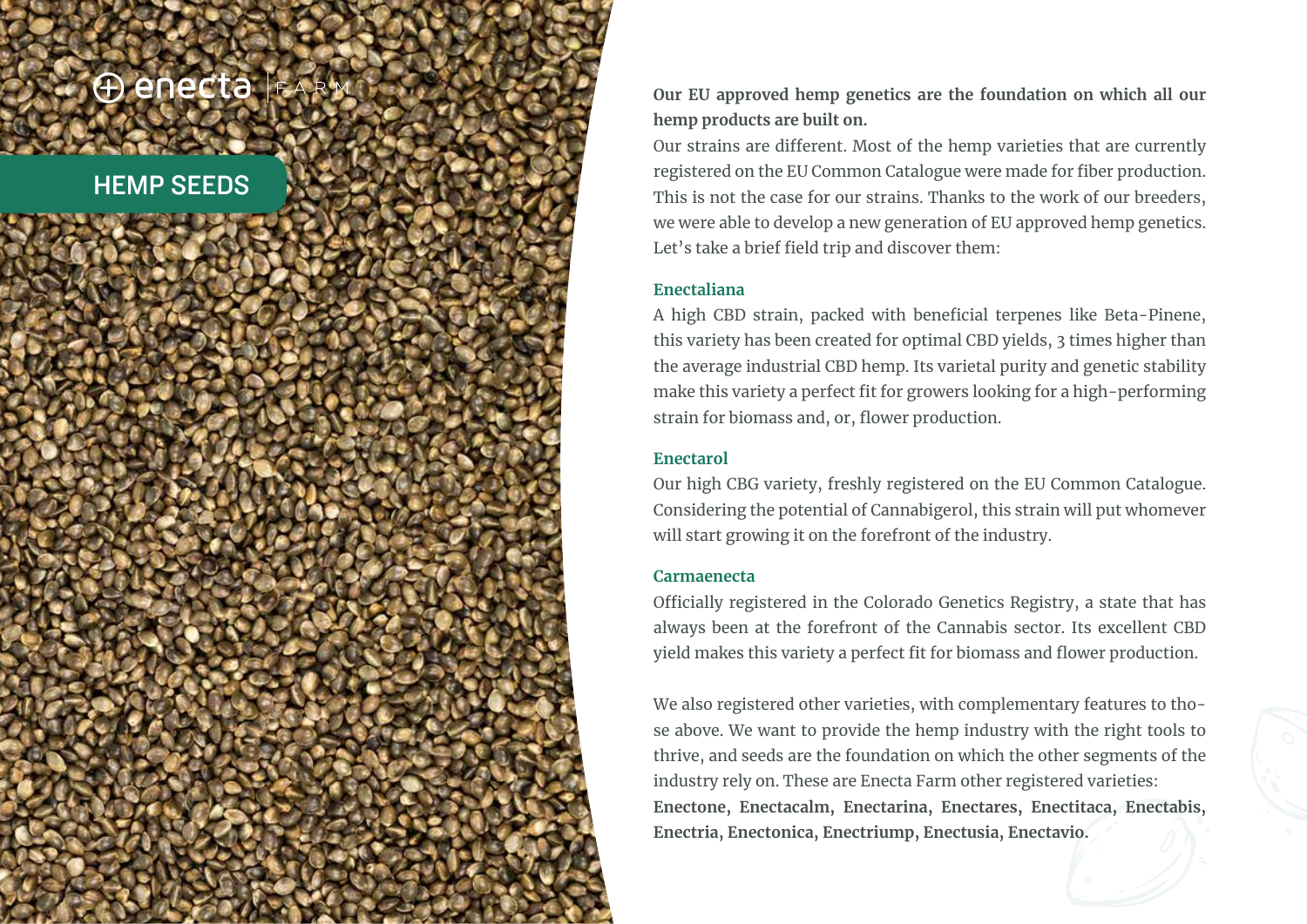# HEMP SEEDS

**Our EU approved hemp genetics are the foundation on which all our hemp products are built on.**

Our strains are different. Most of the hemp varieties that are currently registered on the EU Common Catalogue were made for fiber production. This is not the case for our strains. Thanks to the work of our breeders, we were able to develop a new generation of EU approved hemp genetics. Let's take a brief field trip and discover them:

### Enectaliana

A high CBD strain, packed with beneficial terpenes like Beta-Pinene, this variety has been created for optimal CBD yields, 3 times higher than the average industrial CBD hemp. Its varietal purity and genetic stability make this variety a perfect fit for growers looking for a high-performing strain for biomass and, or, flower production.

### Enectarol

Our high CBG variety, freshly registered on the EU Common Catalogue. Considering the potential of Cannabigerol, this strain will put whomever will start growing it on the forefront of the industry.

### Carmaenecta

Officially registered in the Colorado Genetics Registry, a state that has always been at the forefront of the Cannabis sector. Its excellent CBD yield makes this variety a perfect fit for biomass and flower production.

We also registered other varieties, with complementary features to those above. We want to provide the hemp industry with the right tools to thrive, and seeds are the foundation on which the other segments of the industry rely on. These are Enecta Farm other registered varieties:
**Enectone, Enectacalm, Enectarina, Enectares, Enectitaca, Enectabis, Enectria, Enectonica, Enectriump, Enectusia, Enectavio.**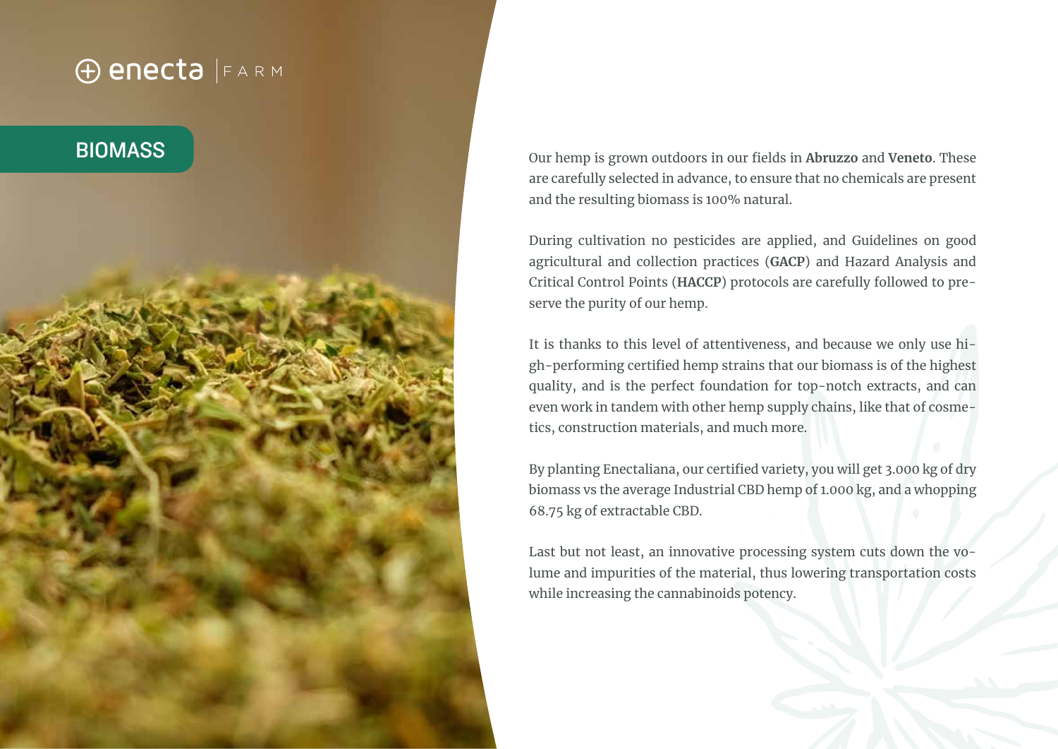# BIOMASS

Our hemp is grown outdoors in our fields in **Abruzzo** and **Veneto**. These are carefully selected in advance, to ensure that no chemicals are present and the resulting biomass is 100% natural.

During cultivation no pesticides are applied, and Guidelines on good agricultural and collection practices (**GACP**) and Hazard Analysis and Critical Control Points (**HACCP**) protocols are carefully followed to preserve the purity of our hemp.

It is thanks to this level of attentiveness, and because we only use high-performing certified hemp strains that our biomass is of the highest quality, and is the perfect foundation for top-notch extracts, and can even work in tandem with other hemp supply chains, like that of cosmetics, construction materials, and much more.

By planting Enectaliana, our certified variety, you will get 3.000 kg of dry biomass vs the average Industrial CBD hemp of 1.000 kg, and a whopping 68.75 kg of extractable CBD.

Last but not least, an innovative processing system cuts down the volume and impurities of the material, thus lowering transportation costs while increasing the cannabinoids potency.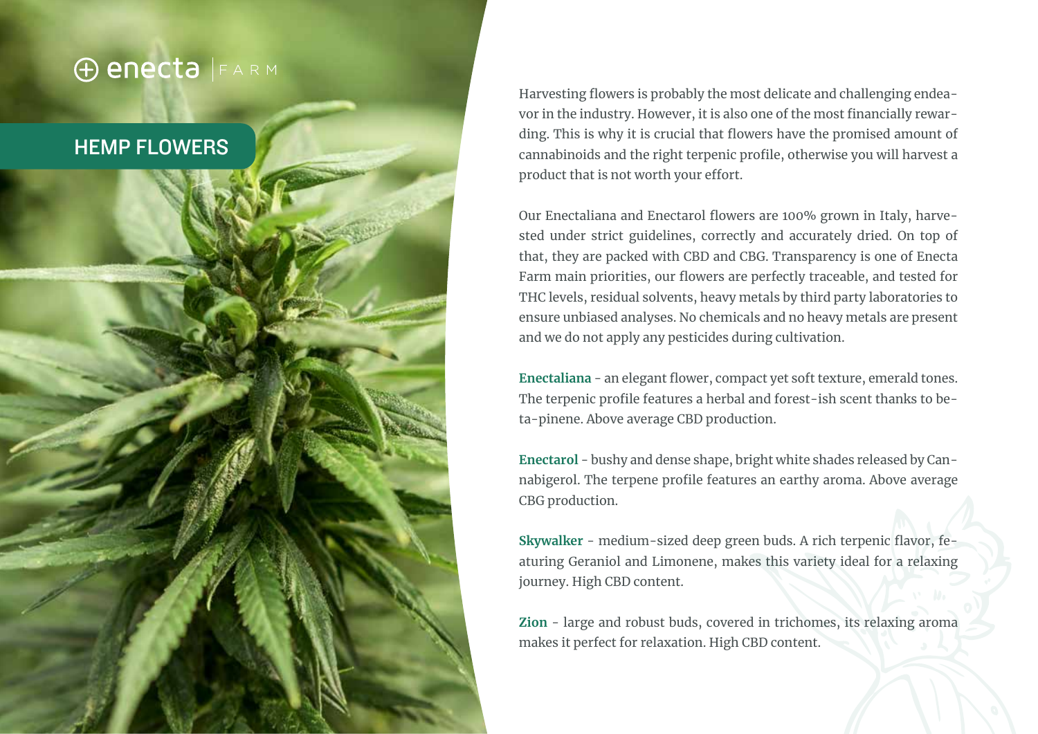## HEMP FLOWERS

Harvesting flowers is probably the most delicate and challenging endeavor in the industry. However, it is also one of the most financially rewarding. This is why it is crucial that flowers have the promised amount of cannabinoids and the right terpenic profile, otherwise you will harvest a product that is not worth your effort.

Our Enectaliana and Enectarol flowers are 100% grown in Italy, harvested under strict guidelines, correctly and accurately dried. On top of that, they are packed with CBD and CBG. Transparency is one of Enecta Farm main priorities, our flowers are perfectly traceable, and tested for THC levels, residual solvents, heavy metals by third party laboratories to ensure unbiased analyses. No chemicals and no heavy metals are present and we do not apply any pesticides during cultivation.

**Enectaliana** - an elegant flower, compact yet soft texture, emerald tones. The terpenic profile features a herbal and forest-ish scent thanks to beta-pinene. Above average CBD production.

**Enectarol** - bushy and dense shape, bright white shades released by Cannabigerol. The terpene profile features an earthy aroma. Above average CBG production.

**Skywalker** - medium-sized deep green buds. A rich terpenic flavor, featuring Geraniol and Limonene, makes this variety ideal for a relaxing journey. High CBD content.

**Zion** - large and robust buds, covered in trichomes, its relaxing aroma makes it perfect for relaxation. High CBD content.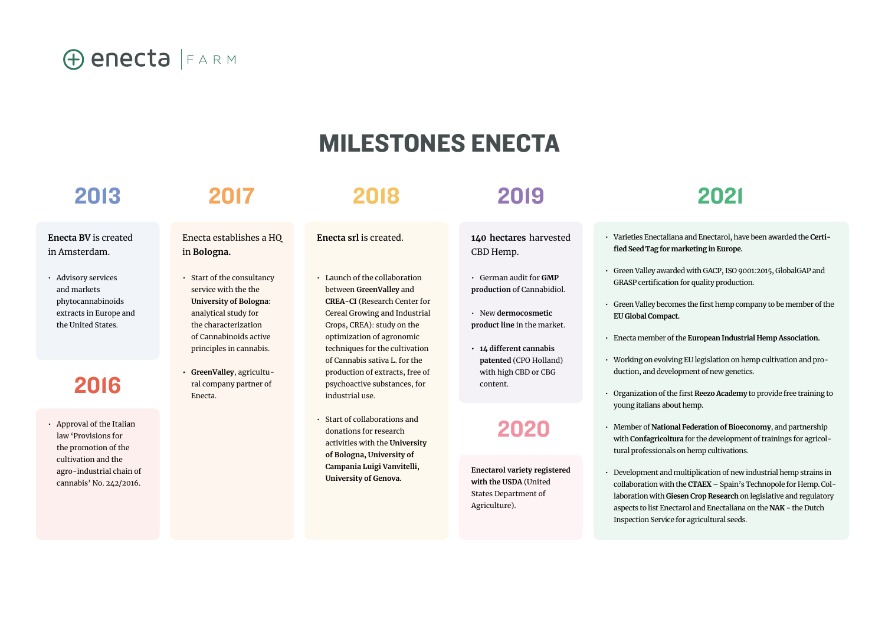enecta | FARM

# MILESTONES ENECTA

## 2013

**Enecta BV** is created in Amsterdam.

- Advisory services and markets phytocannabinoids extracts in Europe and the United States.

## 2016

- Approval of the Italian law 'Provisions for the promotion of the cultivation and the agro-industrial chain of cannabis' No. 242/2016.

## 2017

Enecta establishes a HQ in **Bologna.**

- Start of the consultancy service with the the **University of Bologna**: analytical study for the characterization of Cannabinoids active principles in cannabis.
- **GreenValley**, agricultural company partner of Enecta.

## 2018

**Enecta srl** is created.

- Launch of the collaboration between **GreenValley** and **CREA-CI** (Research Center for Cereal Growing and Industrial Crops, CREA): study on the optimization of agronomic techniques for the cultivation of Cannabis sativa L. for the production of extracts, free of psychoactive substances, for industrial use.
- Start of collaborations and donations for research activities with the **University of Bologna, University of Campania Luigi Vanvitelli, University of Genova.**

## 2019

**140 hectares** harvested CBD Hemp.

- German audit for **GMP production** of Cannabidiol.
- New **dermocosmetic product line** in the market.
- **14 different cannabis patented** (CPO Holland) with high CBD or CBG content.

## 2020

**Enectarol variety registered with the USDA** (United States Department of Agriculture).

## 2021

- Varieties Enectaliana and Enectarol, have been awarded the **Certified Seed Tag for marketing in Europe.**
- Green Valley awarded with GACP, ISO 9001:2015, GlobalGAP and GRASP certification for quality production.
- Green Valley becomes the first hemp company to be member of the **EU Global Compact.**
- Enecta member of the **European Industrial Hemp Association.**
- Working on evolving EU legislation on hemp cultivation and production, and development of new genetics.
- Organization of the first **Reezo Academy** to provide free training to young italians about hemp.
- Member of **National Federation of Bioeconomy**, and partnership with **Confagricoltura** for the development of trainings for agricoltural professionals on hemp cultivations.
- Development and multiplication of new industrial hemp strains in collaboration with the **CTAEX** – Spain's Technopole for Hemp. Collaboration with **Giesen Crop Research** on legislative and regulatory aspects to list Enectarol and Enectaliana on the **NAK** - the Dutch Inspection Service for agricultural seeds.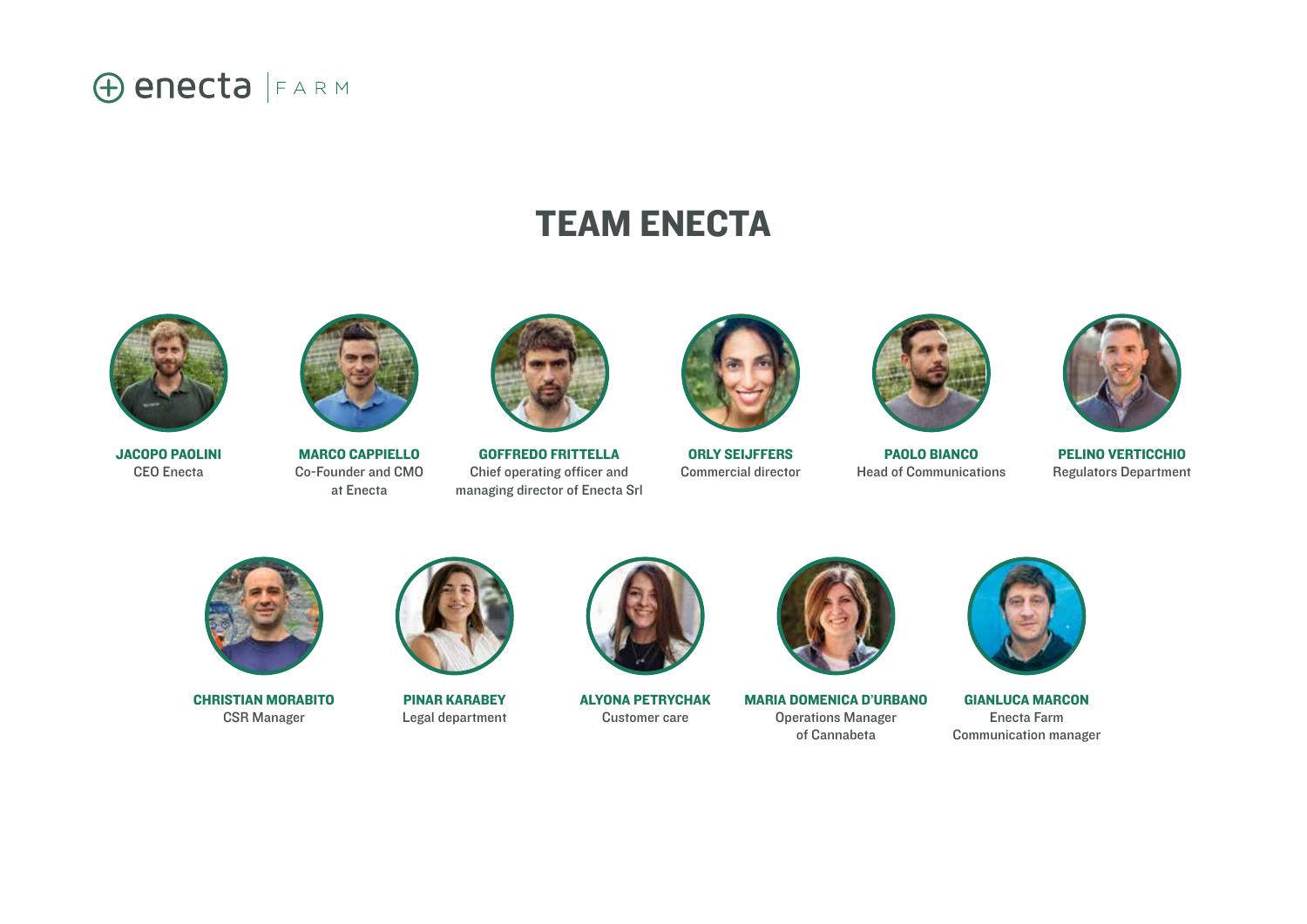enecta | FARM

# TEAM ENECTA

**JACOPO PAOLINI**
CEO Enecta

**MARCO CAPPIELLO**
Co-Founder and CMO at Enecta

**GOFFREDO FRITTELLA**
Chief operating officer and managing director of Enecta Srl

**ORLY SEIJFFERS**
Commercial director

**PAOLO BIANCO**
Head of Communications

**PELINO VERTICCHIO**
Regulators Department

**CHRISTIAN MORABITO**
CSR Manager

**PINAR KARABEY**
Legal department

**ALYONA PETRYCHAK**
Customer care

**MARIA DOMENICA D'URBANO**
Operations Manager of Cannabeta

**GIANLUCA MARCON**
Enecta Farm Communication manager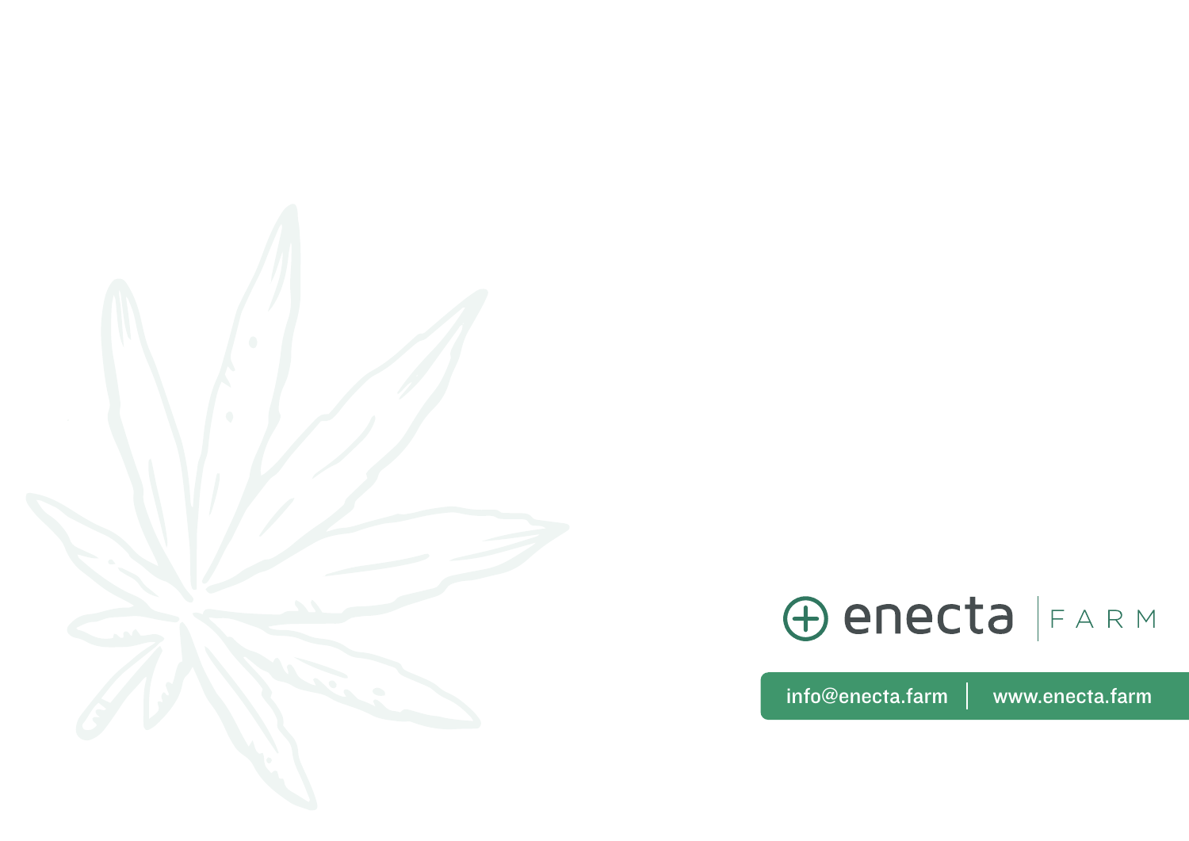enecta FARM

info@enecta.farm | www.enecta.farm